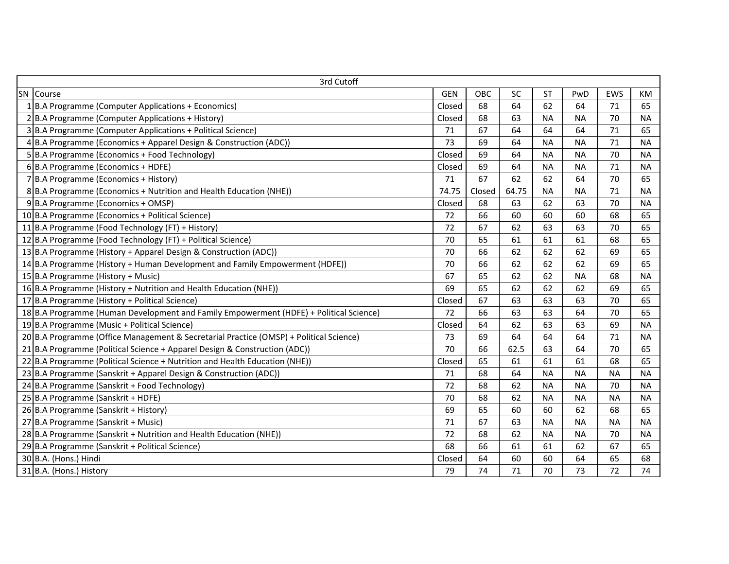| 3rd Cutoff | | | | | | | | |
|---|---|---|---|---|---|---|---|---|
| SN | Course | GEN | OBC | SC | ST | PwD | EWS | KM |
| 1 | B.A Programme (Computer Applications + Economics) | Closed | 68 | 64 | 62 | 64 | 71 | 65 |
| 2 | B.A Programme (Computer Applications + History) | Closed | 68 | 63 | NA | NA | 70 | NA |
| 3 | B.A Programme (Computer Applications + Political Science) | 71 | 67 | 64 | 64 | 64 | 71 | 65 |
| 4 | B.A Programme (Economics + Apparel Design & Construction (ADC)) | 73 | 69 | 64 | NA | NA | 71 | NA |
| 5 | B.A Programme (Economics + Food Technology) | Closed | 69 | 64 | NA | NA | 70 | NA |
| 6 | B.A Programme (Economics + HDFE) | Closed | 69 | 64 | NA | NA | 71 | NA |
| 7 | B.A Programme (Economics + History) | 71 | 67 | 62 | 62 | 64 | 70 | 65 |
| 8 | B.A Programme (Economics + Nutrition and Health Education (NHE)) | 74.75 | Closed | 64.75 | NA | NA | 71 | NA |
| 9 | B.A Programme (Economics + OMSP) | Closed | 68 | 63 | 62 | 63 | 70 | NA |
| 10 | B.A Programme (Economics + Political Science) | 72 | 66 | 60 | 60 | 60 | 68 | 65 |
| 11 | B.A Programme (Food Technology (FT) + History) | 72 | 67 | 62 | 63 | 63 | 70 | 65 |
| 12 | B.A Programme (Food Technology (FT) + Political Science) | 70 | 65 | 61 | 61 | 61 | 68 | 65 |
| 13 | B.A Programme (History + Apparel Design & Construction (ADC)) | 70 | 66 | 62 | 62 | 62 | 69 | 65 |
| 14 | B.A Programme (History + Human Development and Family Empowerment (HDFE)) | 70 | 66 | 62 | 62 | 62 | 69 | 65 |
| 15 | B.A Programme (History + Music) | 67 | 65 | 62 | 62 | NA | 68 | NA |
| 16 | B.A Programme (History + Nutrition and Health Education (NHE)) | 69 | 65 | 62 | 62 | 62 | 69 | 65 |
| 17 | B.A Programme (History + Political Science) | Closed | 67 | 63 | 63 | 63 | 70 | 65 |
| 18 | B.A Programme (Human Development and Family Empowerment (HDFE) + Political Science) | 72 | 66 | 63 | 63 | 64 | 70 | 65 |
| 19 | B.A Programme (Music + Political Science) | Closed | 64 | 62 | 63 | 63 | 69 | NA |
| 20 | B.A Programme (Office Management & Secretarial Practice (OMSP) + Political Science) | 73 | 69 | 64 | 64 | 64 | 71 | NA |
| 21 | B.A Programme (Political Science + Apparel Design & Construction (ADC)) | 70 | 66 | 62.5 | 63 | 64 | 70 | 65 |
| 22 | B.A Programme (Political Science + Nutrition and Health Education (NHE)) | Closed | 65 | 61 | 61 | 61 | 68 | 65 |
| 23 | B.A Programme (Sanskrit + Apparel Design & Construction (ADC)) | 71 | 68 | 64 | NA | NA | NA | NA |
| 24 | B.A Programme (Sanskrit + Food Technology) | 72 | 68 | 62 | NA | NA | 70 | NA |
| 25 | B.A Programme (Sanskrit + HDFE) | 70 | 68 | 62 | NA | NA | NA | NA |
| 26 | B.A Programme (Sanskrit + History) | 69 | 65 | 60 | 60 | 62 | 68 | 65 |
| 27 | B.A Programme (Sanskrit + Music) | 71 | 67 | 63 | NA | NA | NA | NA |
| 28 | B.A Programme (Sanskrit + Nutrition and Health Education (NHE)) | 72 | 68 | 62 | NA | NA | 70 | NA |
| 29 | B.A Programme (Sanskrit + Political Science) | 68 | 66 | 61 | 61 | 62 | 67 | 65 |
| 30 | B.A. (Hons.) Hindi | Closed | 64 | 60 | 60 | 64 | 65 | 68 |
| 31 | B.A. (Hons.) History | 79 | 74 | 71 | 70 | 73 | 72 | 74 |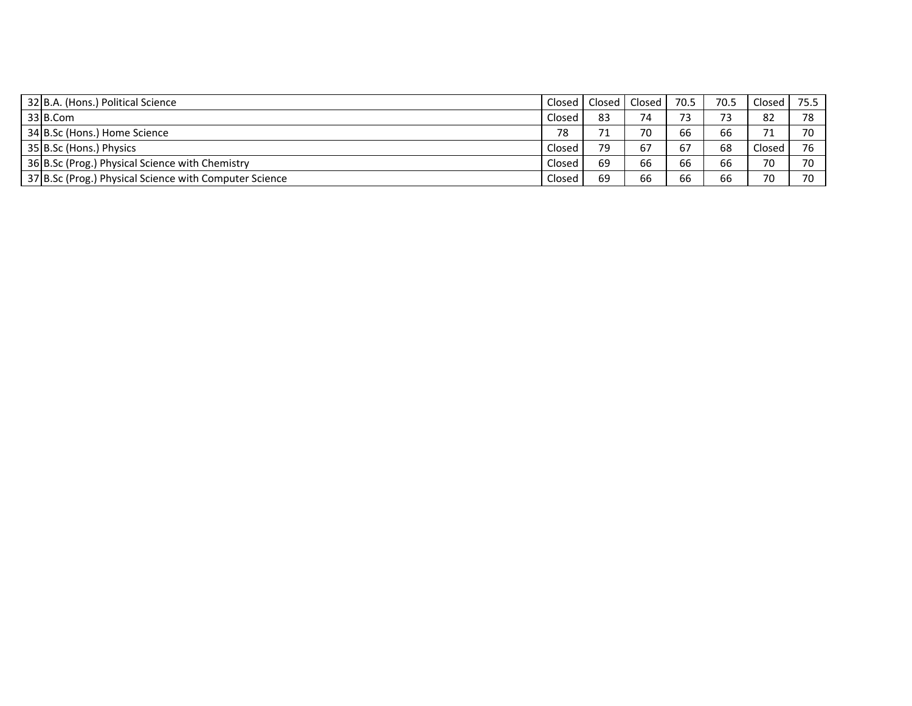| | | | | | | | | |
|---|---|---|---|---|---|---|---|---|
| 32 | B.A. (Hons.) Political Science | Closed | Closed | Closed | 70.5 | 70.5 | Closed | 75.5 |
| 33 | B.Com | Closed | 83 | 74 | 73 | 73 | 82 | 78 |
| 34 | B.Sc (Hons.) Home Science | 78 | 71 | 70 | 66 | 66 | 71 | 70 |
| 35 | B.Sc (Hons.) Physics | Closed | 79 | 67 | 67 | 68 | Closed | 76 |
| 36 | B.Sc (Prog.) Physical Science with Chemistry | Closed | 69 | 66 | 66 | 66 | 70 | 70 |
| 37 | B.Sc (Prog.) Physical Science with Computer Science | Closed | 69 | 66 | 66 | 66 | 70 | 70 |